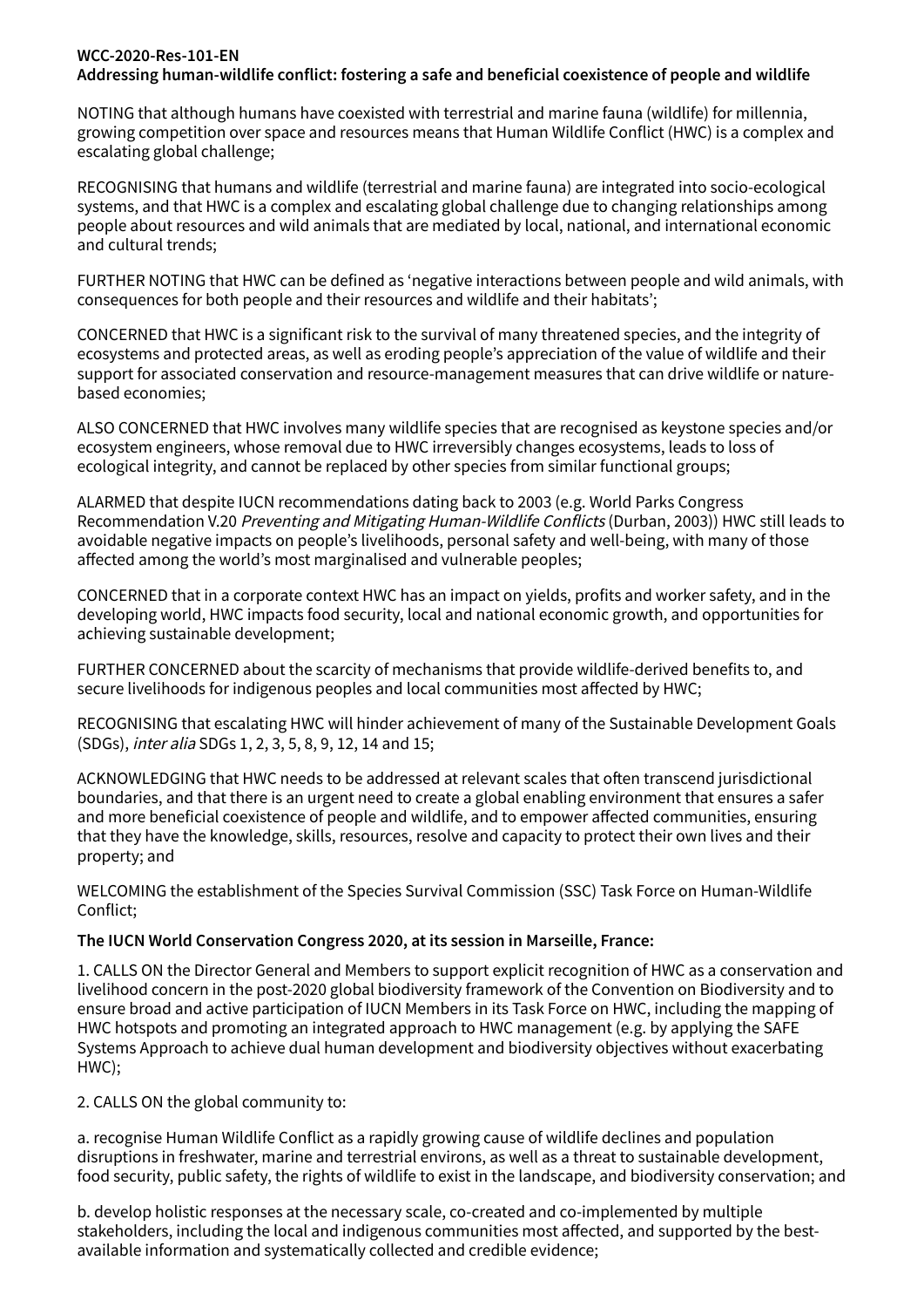**WCC-2020-Res-101-EN**
**Addressing human-wildlife conflict: fostering a safe and beneficial coexistence of people and wildlife**

NOTING that although humans have coexisted with terrestrial and marine fauna (wildlife) for millennia, growing competition over space and resources means that Human Wildlife Conflict (HWC) is a complex and escalating global challenge;

RECOGNISING that humans and wildlife (terrestrial and marine fauna) are integrated into socio-ecological systems, and that HWC is a complex and escalating global challenge due to changing relationships among people about resources and wild animals that are mediated by local, national, and international economic and cultural trends;

FURTHER NOTING that HWC can be defined as 'negative interactions between people and wild animals, with consequences for both people and their resources and wildlife and their habitats';

CONCERNED that HWC is a significant risk to the survival of many threatened species, and the integrity of ecosystems and protected areas, as well as eroding people's appreciation of the value of wildlife and their support for associated conservation and resource-management measures that can drive wildlife or nature-based economies;

ALSO CONCERNED that HWC involves many wildlife species that are recognised as keystone species and/or ecosystem engineers, whose removal due to HWC irreversibly changes ecosystems, leads to loss of ecological integrity, and cannot be replaced by other species from similar functional groups;

ALARMED that despite IUCN recommendations dating back to 2003 (e.g. World Parks Congress Recommendation V.20 *Preventing and Mitigating Human-Wildlife Conflicts* (Durban, 2003)) HWC still leads to avoidable negative impacts on people's livelihoods, personal safety and well-being, with many of those affected among the world's most marginalised and vulnerable peoples;

CONCERNED that in a corporate context HWC has an impact on yields, profits and worker safety, and in the developing world, HWC impacts food security, local and national economic growth, and opportunities for achieving sustainable development;

FURTHER CONCERNED about the scarcity of mechanisms that provide wildlife-derived benefits to, and secure livelihoods for indigenous peoples and local communities most affected by HWC;

RECOGNISING that escalating HWC will hinder achievement of many of the Sustainable Development Goals (SDGs), *inter alia* SDGs 1, 2, 3, 5, 8, 9, 12, 14 and 15;

ACKNOWLEDGING that HWC needs to be addressed at relevant scales that often transcend jurisdictional boundaries, and that there is an urgent need to create a global enabling environment that ensures a safer and more beneficial coexistence of people and wildlife, and to empower affected communities, ensuring that they have the knowledge, skills, resources, resolve and capacity to protect their own lives and their property; and

WELCOMING the establishment of the Species Survival Commission (SSC) Task Force on Human-Wildlife Conflict;

**The IUCN World Conservation Congress 2020, at its session in Marseille, France:**

1. CALLS ON the Director General and Members to support explicit recognition of HWC as a conservation and livelihood concern in the post-2020 global biodiversity framework of the Convention on Biodiversity and to ensure broad and active participation of IUCN Members in its Task Force on HWC, including the mapping of HWC hotspots and promoting an integrated approach to HWC management (e.g. by applying the SAFE Systems Approach to achieve dual human development and biodiversity objectives without exacerbating HWC);

2. CALLS ON the global community to:

a. recognise Human Wildlife Conflict as a rapidly growing cause of wildlife declines and population disruptions in freshwater, marine and terrestrial environs, as well as a threat to sustainable development, food security, public safety, the rights of wildlife to exist in the landscape, and biodiversity conservation; and

b. develop holistic responses at the necessary scale, co-created and co-implemented by multiple stakeholders, including the local and indigenous communities most affected, and supported by the best-available information and systematically collected and credible evidence;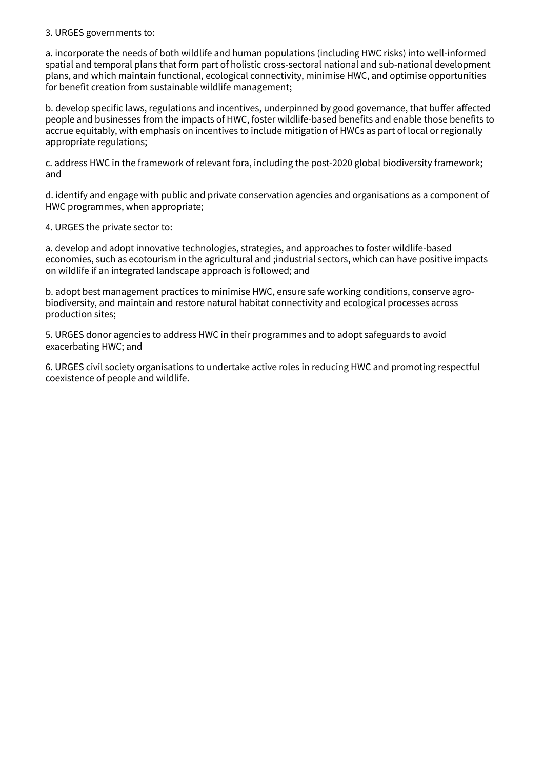3. URGES governments to:

a. incorporate the needs of both wildlife and human populations (including HWC risks) into well-informed spatial and temporal plans that form part of holistic cross-sectoral national and sub-national development plans, and which maintain functional, ecological connectivity, minimise HWC, and optimise opportunities for benefit creation from sustainable wildlife management;

b. develop specific laws, regulations and incentives, underpinned by good governance, that buffer affected people and businesses from the impacts of HWC, foster wildlife-based benefits and enable those benefits to accrue equitably, with emphasis on incentives to include mitigation of HWCs as part of local or regionally appropriate regulations;

c. address HWC in the framework of relevant fora, including the post-2020 global biodiversity framework; and

d. identify and engage with public and private conservation agencies and organisations as a component of HWC programmes, when appropriate;

4. URGES the private sector to:

a. develop and adopt innovative technologies, strategies, and approaches to foster wildlife-based economies, such as ecotourism in the agricultural and ;industrial sectors, which can have positive impacts on wildlife if an integrated landscape approach is followed; and

b. adopt best management practices to minimise HWC, ensure safe working conditions, conserve agro-biodiversity, and maintain and restore natural habitat connectivity and ecological processes across production sites;

5. URGES donor agencies to address HWC in their programmes and to adopt safeguards to avoid exacerbating HWC; and

6. URGES civil society organisations to undertake active roles in reducing HWC and promoting respectful coexistence of people and wildlife.